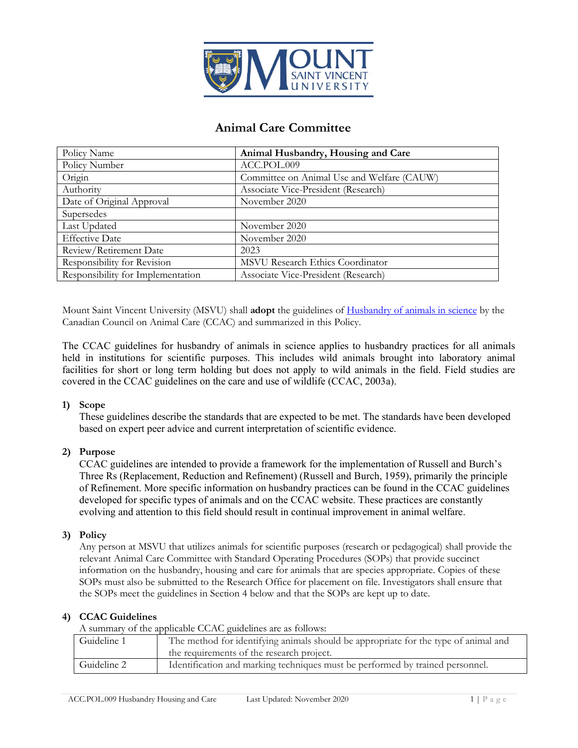# Animal Care Committee

| Policy Name | **Animal Husbandry, Housing and Care** |
|---|---|
| Policy Number | ACC.POL.009 |
| Origin | Committee on Animal Use and Welfare (CAUW) |
| Authority | Associate Vice-President (Research) |
| Date of Original Approval | November 2020 |
| Supersedes | |
| Last Updated | November 2020 |
| Effective Date | November 2020 |
| Review/Retirement Date | 2023 |
| Responsibility for Revision | MSVU Research Ethics Coordinator |
| Responsibility for Implementation | Associate Vice-President (Research) |

Mount Saint Vincent University (MSVU) shall **adopt** the guidelines of Husbandry of animals in science by the Canadian Council on Animal Care (CCAC) and summarized in this Policy.

The CCAC guidelines for husbandry of animals in science applies to husbandry practices for all animals held in institutions for scientific purposes. This includes wild animals brought into laboratory animal facilities for short or long term holding but does not apply to wild animals in the field. Field studies are covered in the CCAC guidelines on the care and use of wildlife (CCAC, 2003a).

## 1) Scope

These guidelines describe the standards that are expected to be met. The standards have been developed based on expert peer advice and current interpretation of scientific evidence.

## 2) Purpose

CCAC guidelines are intended to provide a framework for the implementation of Russell and Burch's Three Rs (Replacement, Reduction and Refinement) (Russell and Burch, 1959), primarily the principle of Refinement. More specific information on husbandry practices can be found in the CCAC guidelines developed for specific types of animals and on the CCAC website. These practices are constantly evolving and attention to this field should result in continual improvement in animal welfare.

## 3) Policy

Any person at MSVU that utilizes animals for scientific purposes (research or pedagogical) shall provide the relevant Animal Care Committee with Standard Operating Procedures (SOPs) that provide succinct information on the husbandry, housing and care for animals that are species appropriate. Copies of these SOPs must also be submitted to the Research Office for placement on file. Investigators shall ensure that the SOPs meet the guidelines in Section 4 below and that the SOPs are kept up to date.

## 4) CCAC Guidelines

A summary of the applicable CCAC guidelines are as follows:

| | |
|---|---|
| Guideline 1 | The method for identifying animals should be appropriate for the type of animal and the requirements of the research project. |
| Guideline 2 | Identification and marking techniques must be performed by trained personnel. |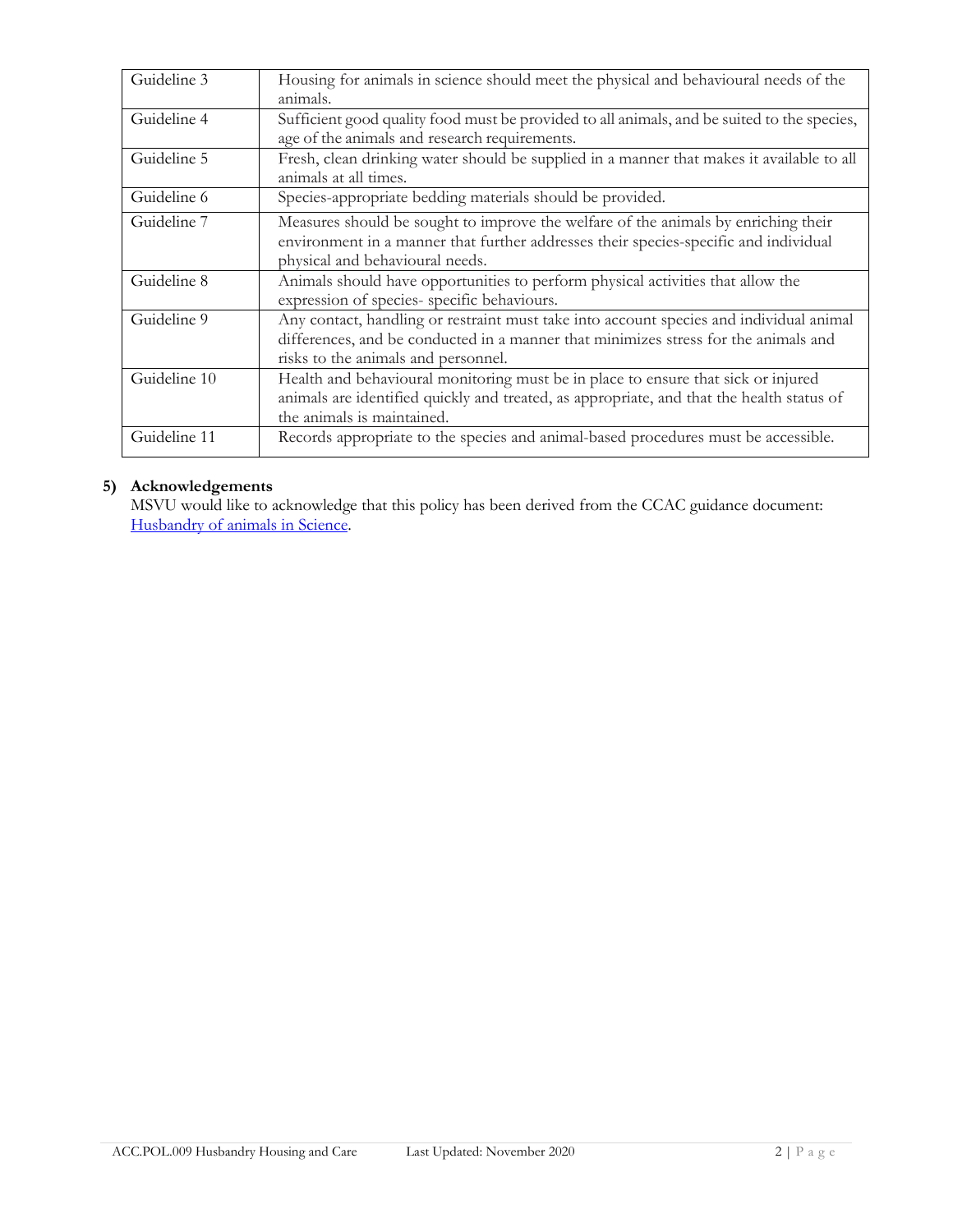| | |
|---|---|
| Guideline 3 | Housing for animals in science should meet the physical and behavioural needs of the animals. |
| Guideline 4 | Sufficient good quality food must be provided to all animals, and be suited to the species, age of the animals and research requirements. |
| Guideline 5 | Fresh, clean drinking water should be supplied in a manner that makes it available to all animals at all times. |
| Guideline 6 | Species-appropriate bedding materials should be provided. |
| Guideline 7 | Measures should be sought to improve the welfare of the animals by enriching their environment in a manner that further addresses their species-specific and individual physical and behavioural needs. |
| Guideline 8 | Animals should have opportunities to perform physical activities that allow the expression of species- specific behaviours. |
| Guideline 9 | Any contact, handling or restraint must take into account species and individual animal differences, and be conducted in a manner that minimizes stress for the animals and risks to the animals and personnel. |
| Guideline 10 | Health and behavioural monitoring must be in place to ensure that sick or injured animals are identified quickly and treated, as appropriate, and that the health status of the animals is maintained. |
| Guideline 11 | Records appropriate to the species and animal-based procedures must be accessible. |

**5) Acknowledgements**

MSVU would like to acknowledge that this policy has been derived from the CCAC guidance document: Husbandry of animals in Science.